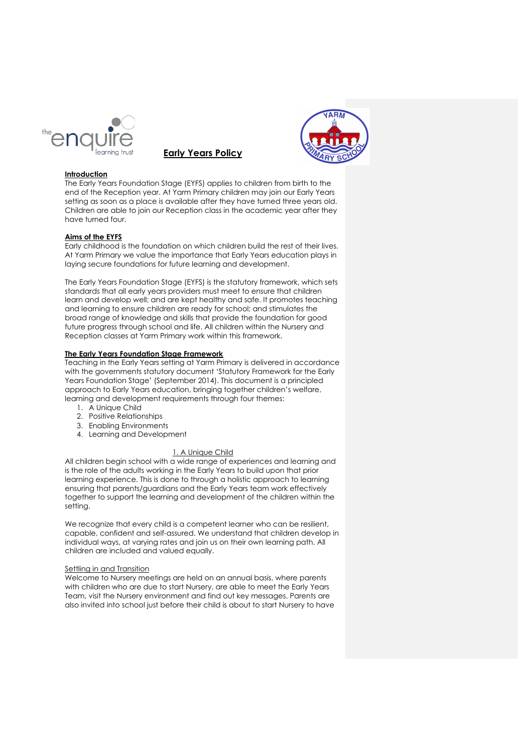# Early Years Policy

## Introduction

The Early Years Foundation Stage (EYFS) applies to children from birth to the end of the Reception year. At Yarm Primary children may join our Early Years setting as soon as a place is available after they have turned three years old. Children are able to join our Reception class in the academic year after they have turned four.

## Aims of the EYFS

Early childhood is the foundation on which children build the rest of their lives. At Yarm Primary we value the importance that Early Years education plays in laying secure foundations for future learning and development.

The Early Years Foundation Stage (EYFS) is the statutory framework, which sets standards that all early years providers must meet to ensure that children learn and develop well; and are kept healthy and safe. It promotes teaching and learning to ensure children are ready for school; and stimulates the broad range of knowledge and skills that provide the foundation for good future progress through school and life. All children within the Nursery and Reception classes at Yarm Primary work within this framework.

## The Early Years Foundation Stage Framework

Teaching in the Early Years setting at Yarm Primary is delivered in accordance with the governments statutory document 'Statutory Framework for the Early Years Foundation Stage' (September 2014). This document is a principled approach to Early Years education, bringing together children's welfare, learning and development requirements through four themes:

1. A Unique Child
2. Positive Relationships
3. Enabling Environments
4. Learning and Development

### 1. A Unique Child

All children begin school with a wide range of experiences and learning and is the role of the adults working in the Early Years to build upon that prior learning experience. This is done to through a holistic approach to learning ensuring that parents/guardians and the Early Years team work effectively together to support the learning and development of the children within the setting.

We recognize that every child is a competent learner who can be resilient, capable, confident and self-assured. We understand that children develop in individual ways, at varying rates and join us on their own learning path. All children are included and valued equally.

#### Settling in and Transition

Welcome to Nursery meetings are held on an annual basis, where parents with children who are due to start Nursery, are able to meet the Early Years Team, visit the Nursery environment and find out key messages. Parents are also invited into school just before their child is about to start Nursery to have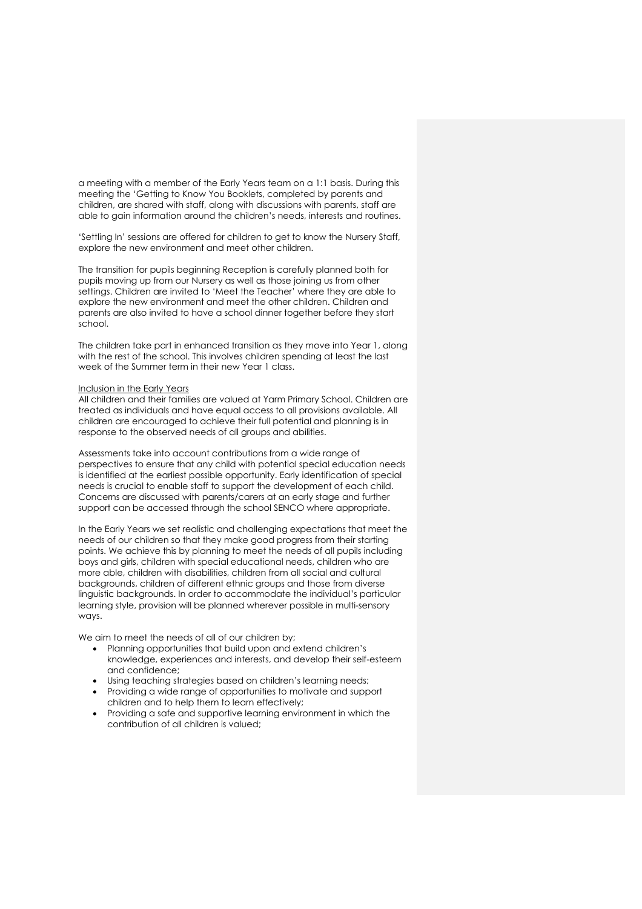a meeting with a member of the Early Years team on a 1:1 basis. During this meeting the 'Getting to Know You Booklets, completed by parents and children, are shared with staff, along with discussions with parents, staff are able to gain information around the children's needs, interests and routines.

'Settling In' sessions are offered for children to get to know the Nursery Staff, explore the new environment and meet other children.

The transition for pupils beginning Reception is carefully planned both for pupils moving up from our Nursery as well as those joining us from other settings. Children are invited to 'Meet the Teacher' where they are able to explore the new environment and meet the other children. Children and parents are also invited to have a school dinner together before they start school.

The children take part in enhanced transition as they move into Year 1, along with the rest of the school. This involves children spending at least the last week of the Summer term in their new Year 1 class.

<u>Inclusion in the Early Years</u>

All children and their families are valued at Yarm Primary School. Children are treated as individuals and have equal access to all provisions available. All children are encouraged to achieve their full potential and planning is in response to the observed needs of all groups and abilities.

Assessments take into account contributions from a wide range of perspectives to ensure that any child with potential special education needs is identified at the earliest possible opportunity. Early identification of special needs is crucial to enable staff to support the development of each child. Concerns are discussed with parents/carers at an early stage and further support can be accessed through the school SENCO where appropriate.

In the Early Years we set realistic and challenging expectations that meet the needs of our children so that they make good progress from their starting points. We achieve this by planning to meet the needs of all pupils including boys and girls, children with special educational needs, children who are more able, children with disabilities, children from all social and cultural backgrounds, children of different ethnic groups and those from diverse linguistic backgrounds. In order to accommodate the individual's particular learning style, provision will be planned wherever possible in multi-sensory ways.

We aim to meet the needs of all of our children by;

- Planning opportunities that build upon and extend children's knowledge, experiences and interests, and develop their self-esteem and confidence;
- Using teaching strategies based on children's learning needs;
- Providing a wide range of opportunities to motivate and support children and to help them to learn effectively;
- Providing a safe and supportive learning environment in which the contribution of all children is valued;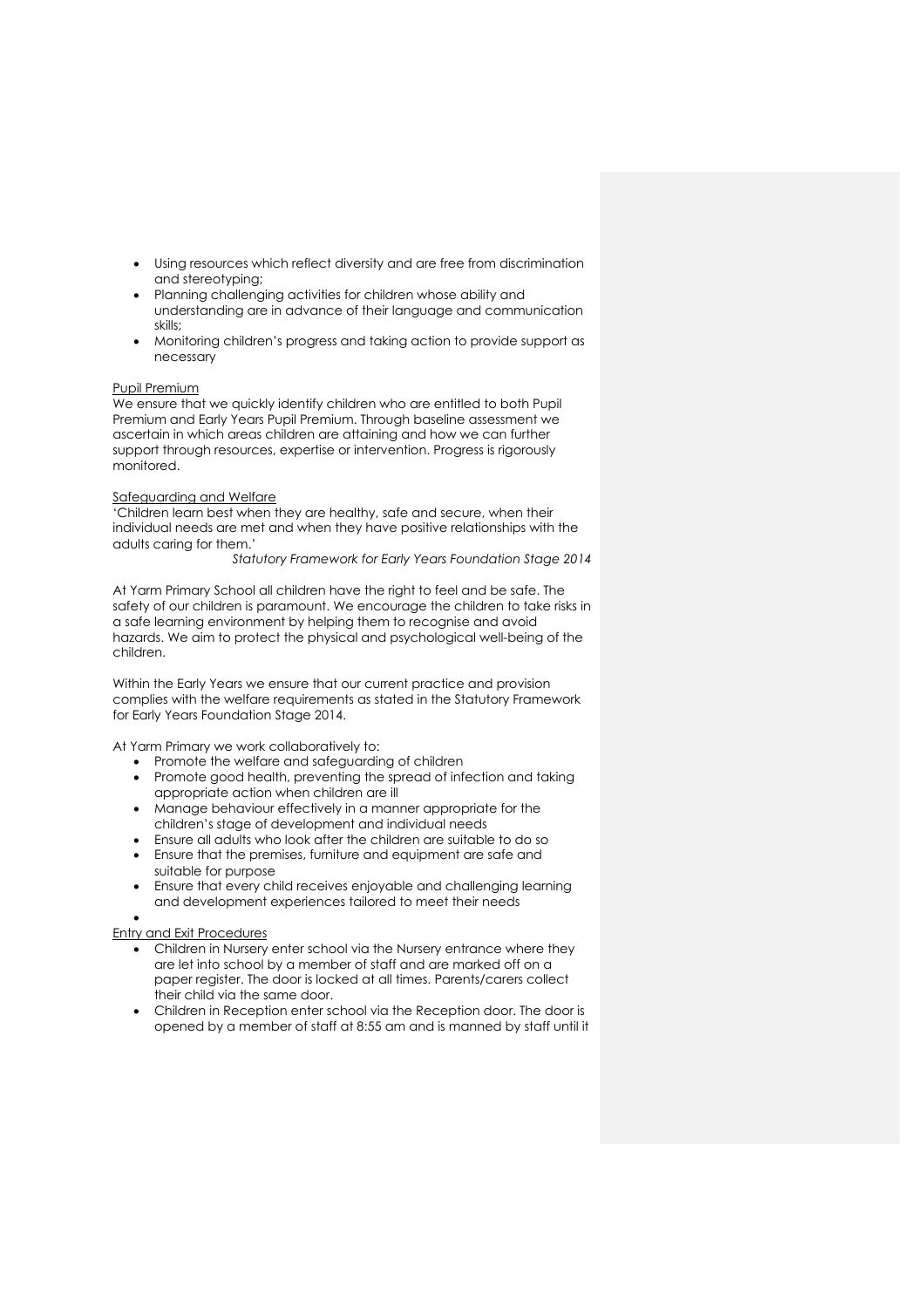- Using resources which reflect diversity and are free from discrimination and stereotyping;
- Planning challenging activities for children whose ability and understanding are in advance of their language and communication skills;
- Monitoring children's progress and taking action to provide support as necessary

Pupil Premium

We ensure that we quickly identify children who are entitled to both Pupil Premium and Early Years Pupil Premium. Through baseline assessment we ascertain in which areas children are attaining and how we can further support through resources, expertise or intervention. Progress is rigorously monitored.

Safeguarding and Welfare

'Children learn best when they are healthy, safe and secure, when their individual needs are met and when they have positive relationships with the adults caring for them.'

*Statutory Framework for Early Years Foundation Stage 2014*

At Yarm Primary School all children have the right to feel and be safe. The safety of our children is paramount. We encourage the children to take risks in a safe learning environment by helping them to recognise and avoid hazards. We aim to protect the physical and psychological well-being of the children.

Within the Early Years we ensure that our current practice and provision complies with the welfare requirements as stated in the Statutory Framework for Early Years Foundation Stage 2014.

At Yarm Primary we work collaboratively to:

- Promote the welfare and safeguarding of children
- Promote good health, preventing the spread of infection and taking appropriate action when children are ill
- Manage behaviour effectively in a manner appropriate for the children's stage of development and individual needs
- Ensure all adults who look after the children are suitable to do so
- Ensure that the premises, furniture and equipment are safe and suitable for purpose
- Ensure that every child receives enjoyable and challenging learning and development experiences tailored to meet their needs

Entry and Exit Procedures

- Children in Nursery enter school via the Nursery entrance where they are let into school by a member of staff and are marked off on a paper register. The door is locked at all times. Parents/carers collect their child via the same door.
- Children in Reception enter school via the Reception door. The door is opened by a member of staff at 8:55 am and is manned by staff until it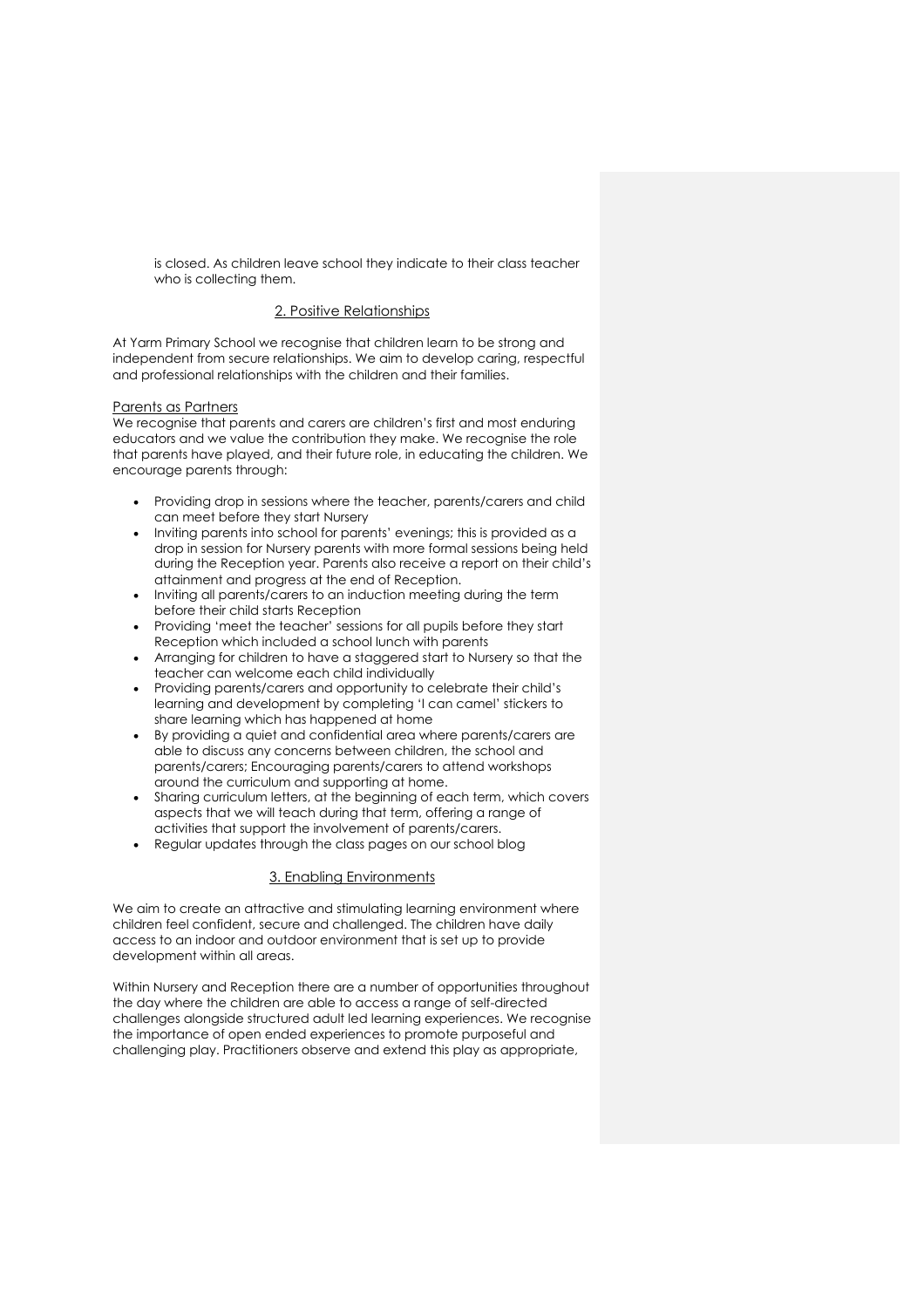is closed. As children leave school they indicate to their class teacher who is collecting them.

## 2. Positive Relationships

At Yarm Primary School we recognise that children learn to be strong and independent from secure relationships. We aim to develop caring, respectful and professional relationships with the children and their families.

### Parents as Partners

We recognise that parents and carers are children's first and most enduring educators and we value the contribution they make. We recognise the role that parents have played, and their future role, in educating the children. We encourage parents through:

- Providing drop in sessions where the teacher, parents/carers and child can meet before they start Nursery
- Inviting parents into school for parents' evenings; this is provided as a drop in session for Nursery parents with more formal sessions being held during the Reception year. Parents also receive a report on their child's attainment and progress at the end of Reception.
- Inviting all parents/carers to an induction meeting during the term before their child starts Reception
- Providing 'meet the teacher' sessions for all pupils before they start Reception which included a school lunch with parents
- Arranging for children to have a staggered start to Nursery so that the teacher can welcome each child individually
- Providing parents/carers and opportunity to celebrate their child's learning and development by completing 'I can camel' stickers to share learning which has happened at home
- By providing a quiet and confidential area where parents/carers are able to discuss any concerns between children, the school and parents/carers; Encouraging parents/carers to attend workshops around the curriculum and supporting at home.
- Sharing curriculum letters, at the beginning of each term, which covers aspects that we will teach during that term, offering a range of activities that support the involvement of parents/carers.
- Regular updates through the class pages on our school blog

## 3. Enabling Environments

We aim to create an attractive and stimulating learning environment where children feel confident, secure and challenged. The children have daily access to an indoor and outdoor environment that is set up to provide development within all areas.

Within Nursery and Reception there are a number of opportunities throughout the day where the children are able to access a range of self-directed challenges alongside structured adult led learning experiences. We recognise the importance of open ended experiences to promote purposeful and challenging play. Practitioners observe and extend this play as appropriate,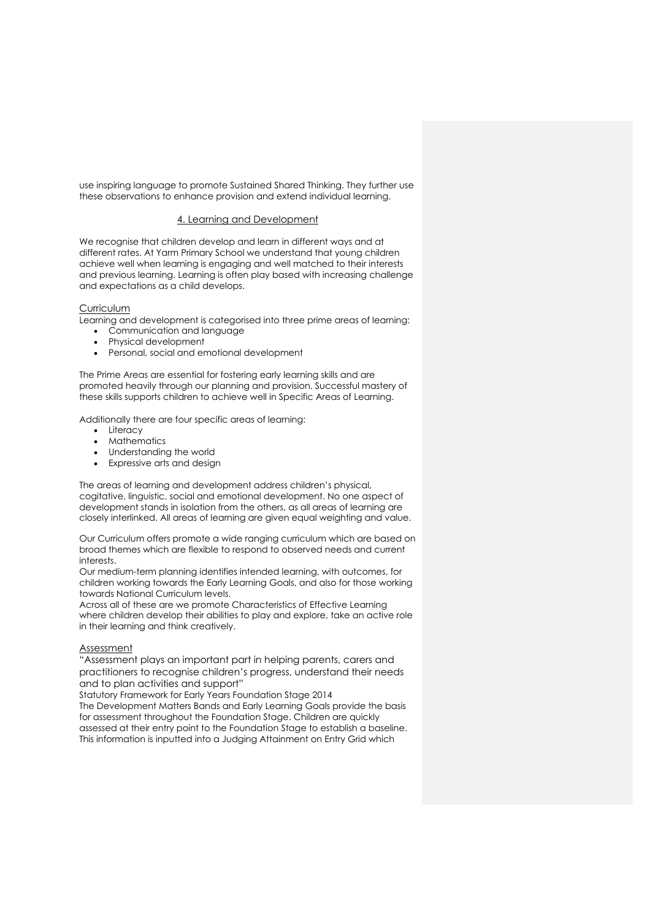use inspiring language to promote Sustained Shared Thinking. They further use these observations to enhance provision and extend individual learning.

## 4. Learning and Development

We recognise that children develop and learn in different ways and at different rates. At Yarm Primary School we understand that young children achieve well when learning is engaging and well matched to their interests and previous learning. Learning is often play based with increasing challenge and expectations as a child develops.

### Curriculum

Learning and development is categorised into three prime areas of learning:

- Communication and language
- Physical development
- Personal, social and emotional development

The Prime Areas are essential for fostering early learning skills and are promoted heavily through our planning and provision. Successful mastery of these skills supports children to achieve well in Specific Areas of Learning.

Additionally there are four specific areas of learning:

- Literacy
- Mathematics
- Understanding the world
- Expressive arts and design

The areas of learning and development address children's physical, cogitative, linguistic, social and emotional development. No one aspect of development stands in isolation from the others, as all areas of learning are closely interlinked. All areas of learning are given equal weighting and value.

Our Curriculum offers promote a wide ranging curriculum which are based on broad themes which are flexible to respond to observed needs and current interests.

Our medium-term planning identifies intended learning, with outcomes, for children working towards the Early Learning Goals, and also for those working towards National Curriculum levels.

Across all of these are we promote Characteristics of Effective Learning where children develop their abilities to play and explore, take an active role in their learning and think creatively.

### Assessment

"Assessment plays an important part in helping parents, carers and practitioners to recognise children's progress, understand their needs and to plan activities and support"

Statutory Framework for Early Years Foundation Stage 2014

The Development Matters Bands and Early Learning Goals provide the basis for assessment throughout the Foundation Stage. Children are quickly assessed at their entry point to the Foundation Stage to establish a baseline. This information is inputted into a Judging Attainment on Entry Grid which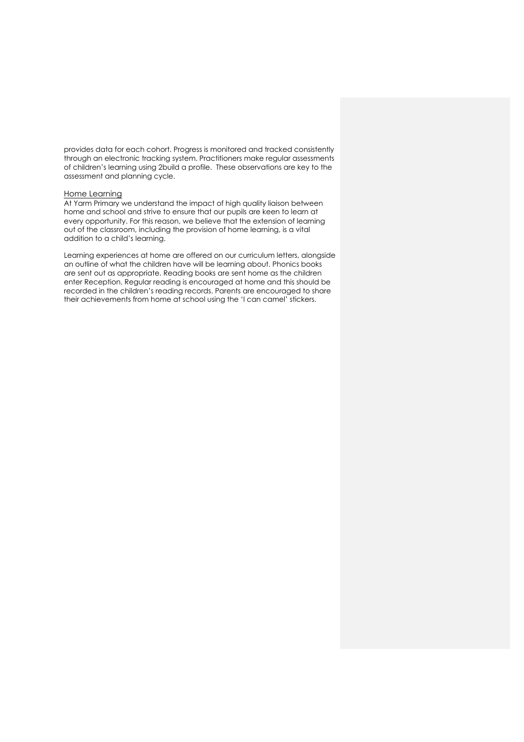provides data for each cohort. Progress is monitored and tracked consistently through an electronic tracking system. Practitioners make regular assessments of children's learning using 2build a profile. These observations are key to the assessment and planning cycle.

## Home Learning

At Yarm Primary we understand the impact of high quality liaison between home and school and strive to ensure that our pupils are keen to learn at every opportunity. For this reason, we believe that the extension of learning out of the classroom, including the provision of home learning, is a vital addition to a child's learning.

Learning experiences at home are offered on our curriculum letters, alongside an outline of what the children have will be learning about. Phonics books are sent out as appropriate. Reading books are sent home as the children enter Reception. Regular reading is encouraged at home and this should be recorded in the children's reading records. Parents are encouraged to share their achievements from home at school using the 'I can camel' stickers.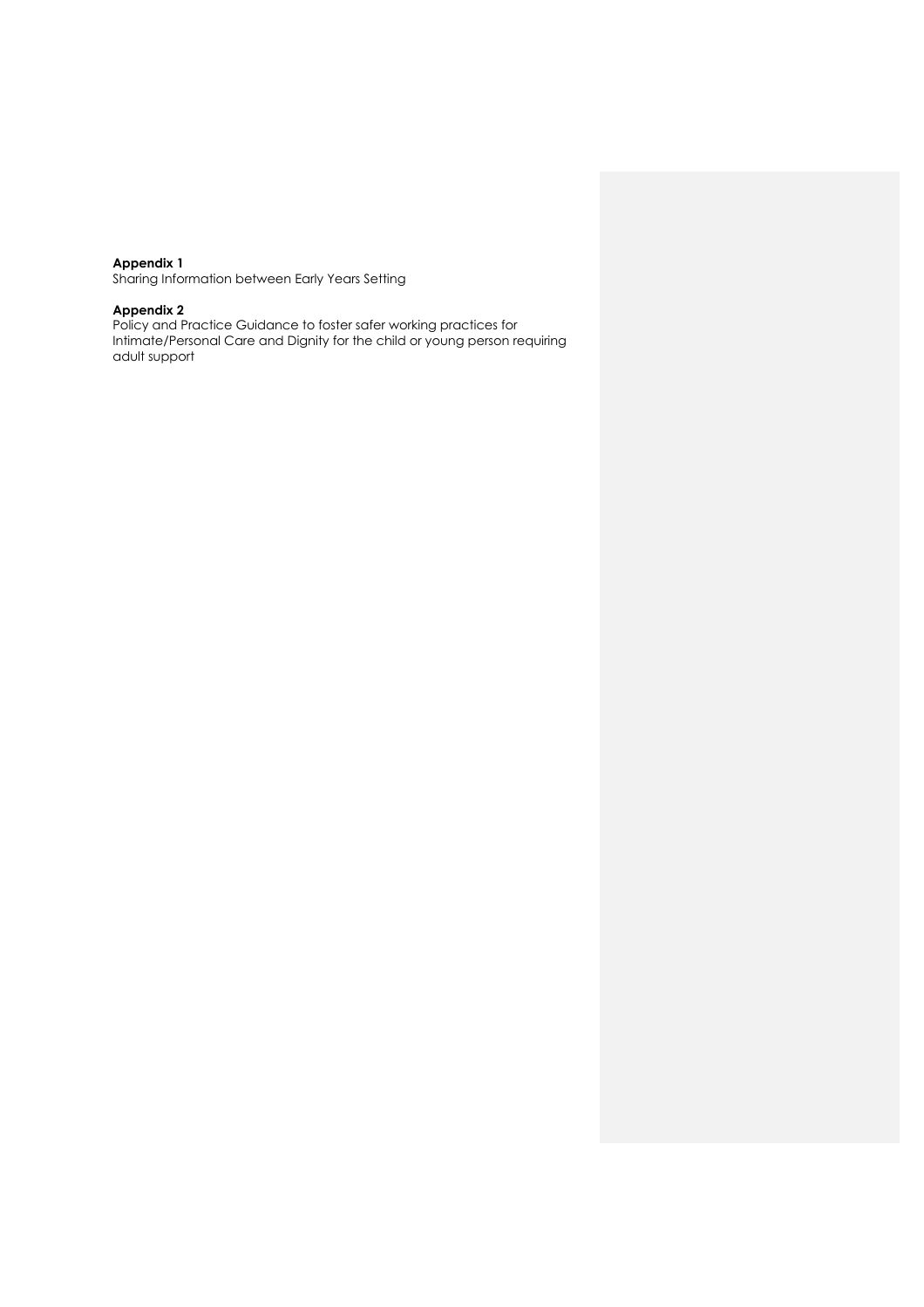**Appendix 1**
Sharing Information between Early Years Setting

**Appendix 2**
Policy and Practice Guidance to foster safer working practices for Intimate/Personal Care and Dignity for the child or young person requiring adult support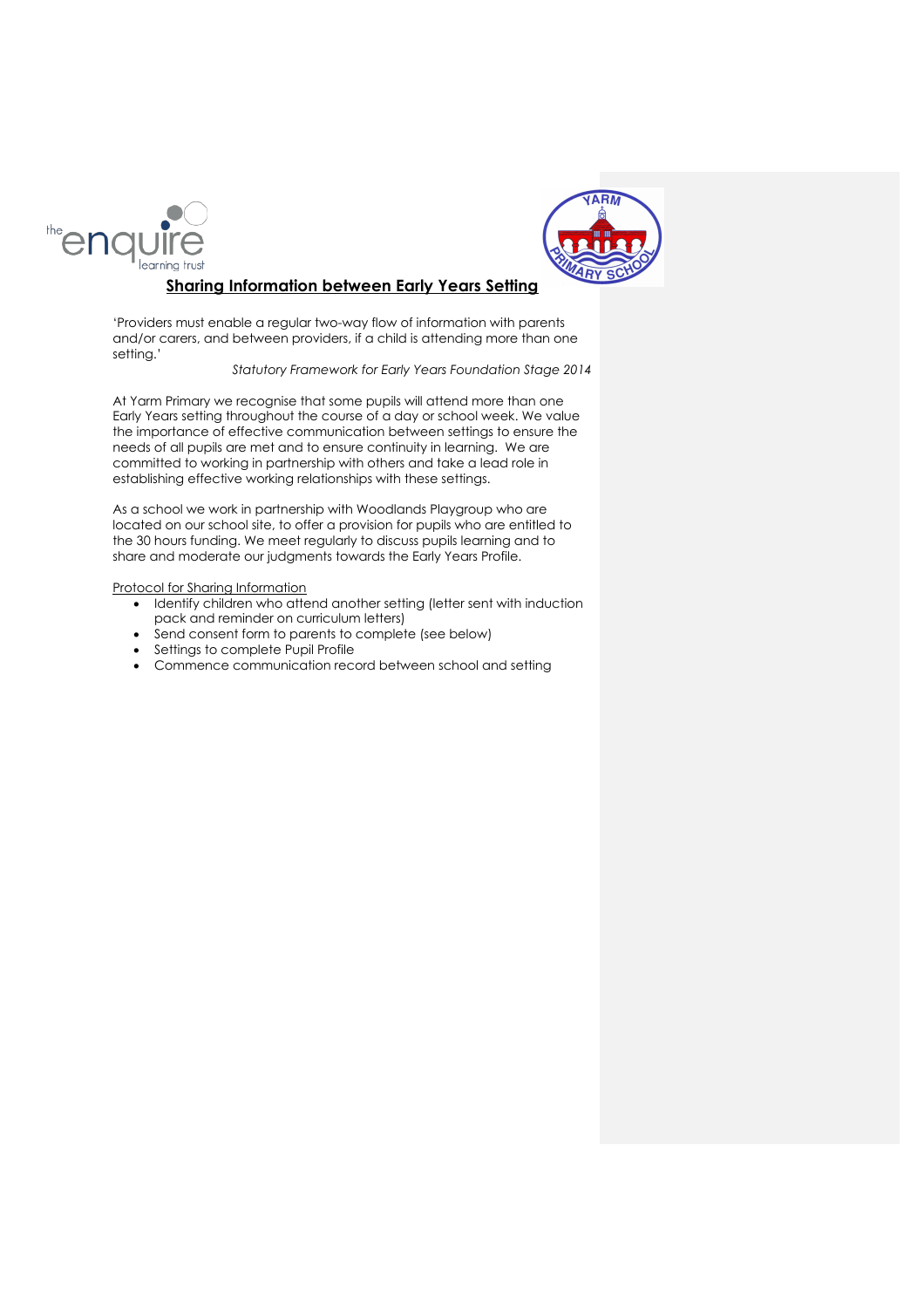## Sharing Information between Early Years Setting

'Providers must enable a regular two-way flow of information with parents and/or carers, and between providers, if a child is attending more than one setting.'

*Statutory Framework for Early Years Foundation Stage 2014*

At Yarm Primary we recognise that some pupils will attend more than one Early Years setting throughout the course of a day or school week. We value the importance of effective communication between settings to ensure the needs of all pupils are met and to ensure continuity in learning. We are committed to working in partnership with others and take a lead role in establishing effective working relationships with these settings.

As a school we work in partnership with Woodlands Playgroup who are located on our school site, to offer a provision for pupils who are entitled to the 30 hours funding. We meet regularly to discuss pupils learning and to share and moderate our judgments towards the Early Years Profile.

Protocol for Sharing Information

- Identify children who attend another setting (letter sent with induction pack and reminder on curriculum letters)
- Send consent form to parents to complete (see below)
- Settings to complete Pupil Profile
- Commence communication record between school and setting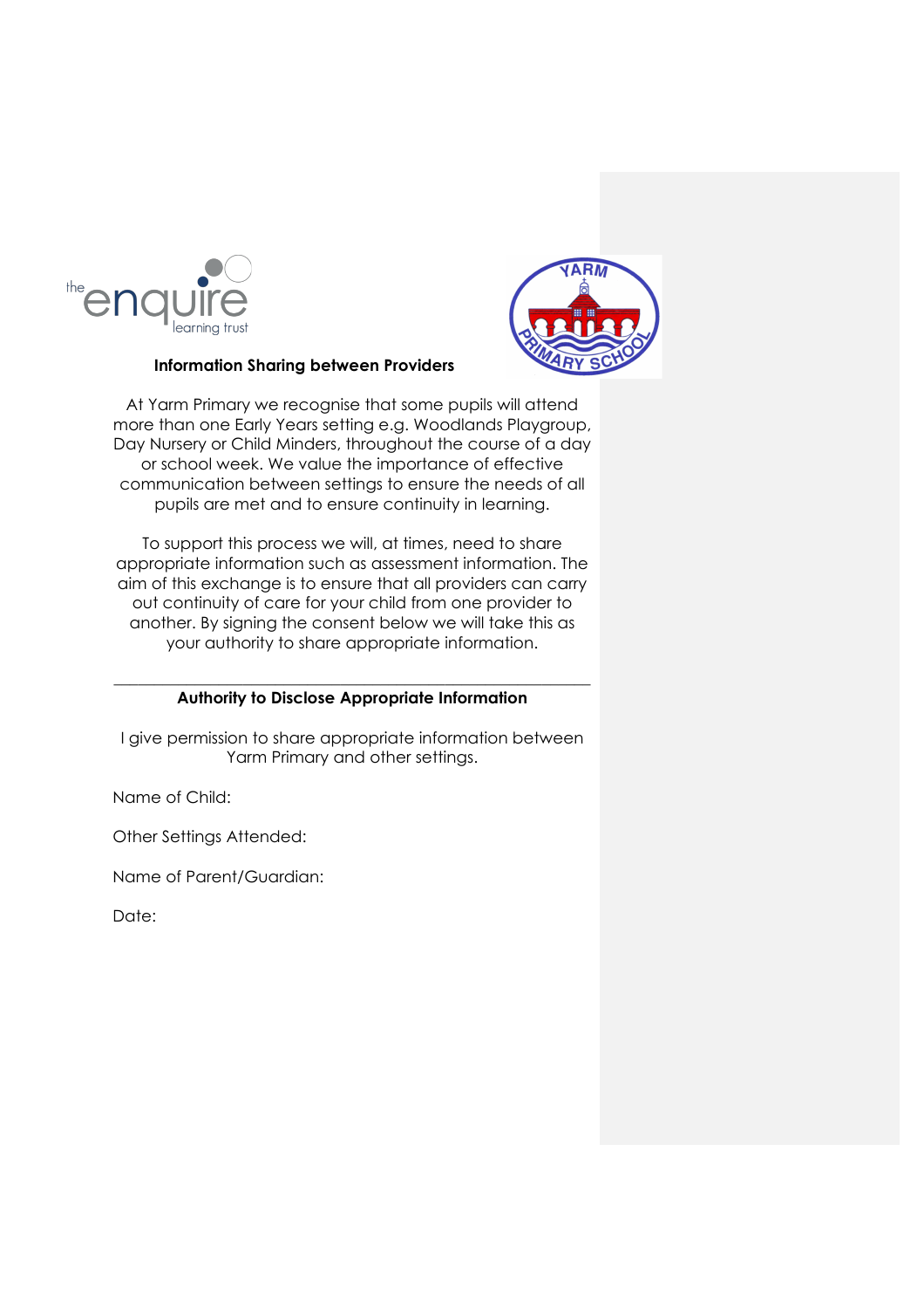**Information Sharing between Providers**

At Yarm Primary we recognise that some pupils will attend more than one Early Years setting e.g. Woodlands Playgroup, Day Nursery or Child Minders, throughout the course of a day or school week. We value the importance of effective communication between settings to ensure the needs of all pupils are met and to ensure continuity in learning.

To support this process we will, at times, need to share appropriate information such as assessment information. The aim of this exchange is to ensure that all providers can carry out continuity of care for your child from one provider to another. By signing the consent below we will take this as your authority to share appropriate information.

---

**Authority to Disclose Appropriate Information**

I give permission to share appropriate information between Yarm Primary and other settings.

Name of Child:

Other Settings Attended:

Name of Parent/Guardian:

Date: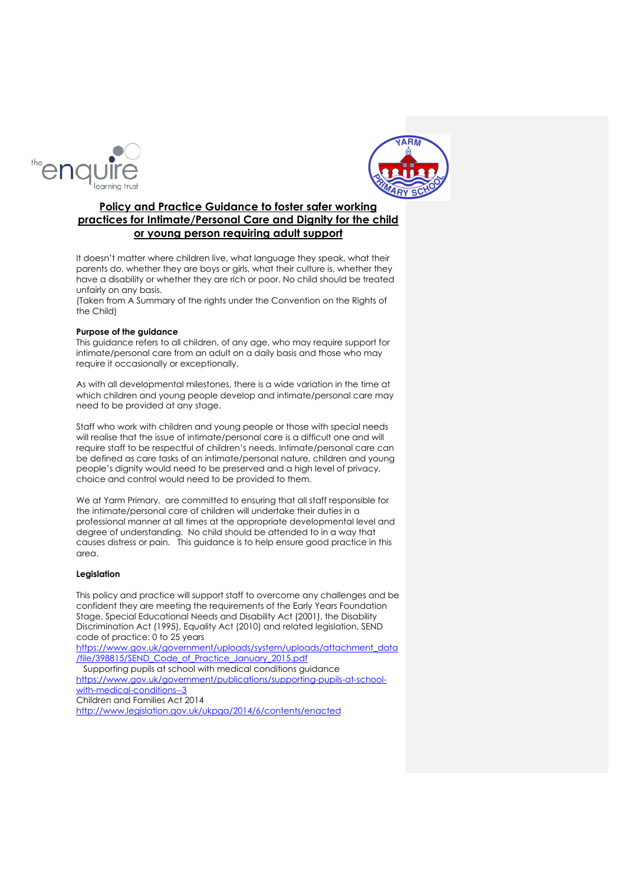# Policy and Practice Guidance to foster safer working practices for Intimate/Personal Care and Dignity for the child or young person requiring adult support

It doesn't matter where children live, what language they speak, what their parents do, whether they are boys or girls, what their culture is, whether they have a disability or whether they are rich or poor. No child should be treated unfairly on any basis.
(Taken from A Summary of the rights under the Convention on the Rights of the Child)

**Purpose of the guidance**
This guidance refers to all children, of any age, who may require support for intimate/personal care from an adult on a daily basis and those who may require it occasionally or exceptionally.

As with all developmental milestones, there is a wide variation in the time at which children and young people develop and intimate/personal care may need to be provided at any stage.

Staff who work with children and young people or those with special needs will realise that the issue of intimate/personal care is a difficult one and will require staff to be respectful of children's needs. Intimate/personal care can be defined as care tasks of an intimate/personal nature, children and young people's dignity would need to be preserved and a high level of privacy, choice and control would need to be provided to them.

We at Yarm Primary, are committed to ensuring that all staff responsible for the intimate/personal care of children will undertake their duties in a professional manner at all times at the appropriate developmental level and degree of understanding. No child should be attended to in a way that causes distress or pain. This guidance is to help ensure good practice in this area.

**Legislation**

This policy and practice will support staff to overcome any challenges and be confident they are meeting the requirements of the Early Years Foundation Stage, Special Educational Needs and Disability Act (2001), the Disability Discrimination Act (1995), Equality Act (2010) and related legislation, SEND code of practice: 0 to 25 years
https://www.gov.uk/government/uploads/system/uploads/attachment_data/file/398815/SEND_Code_of_Practice_January_2015.pdf
Supporting pupils at school with medical conditions guidance
https://www.gov.uk/government/publications/supporting-pupils-at-school-with-medical-conditions--3
Children and Families Act 2014
http://www.legislation.gov.uk/ukpga/2014/6/contents/enacted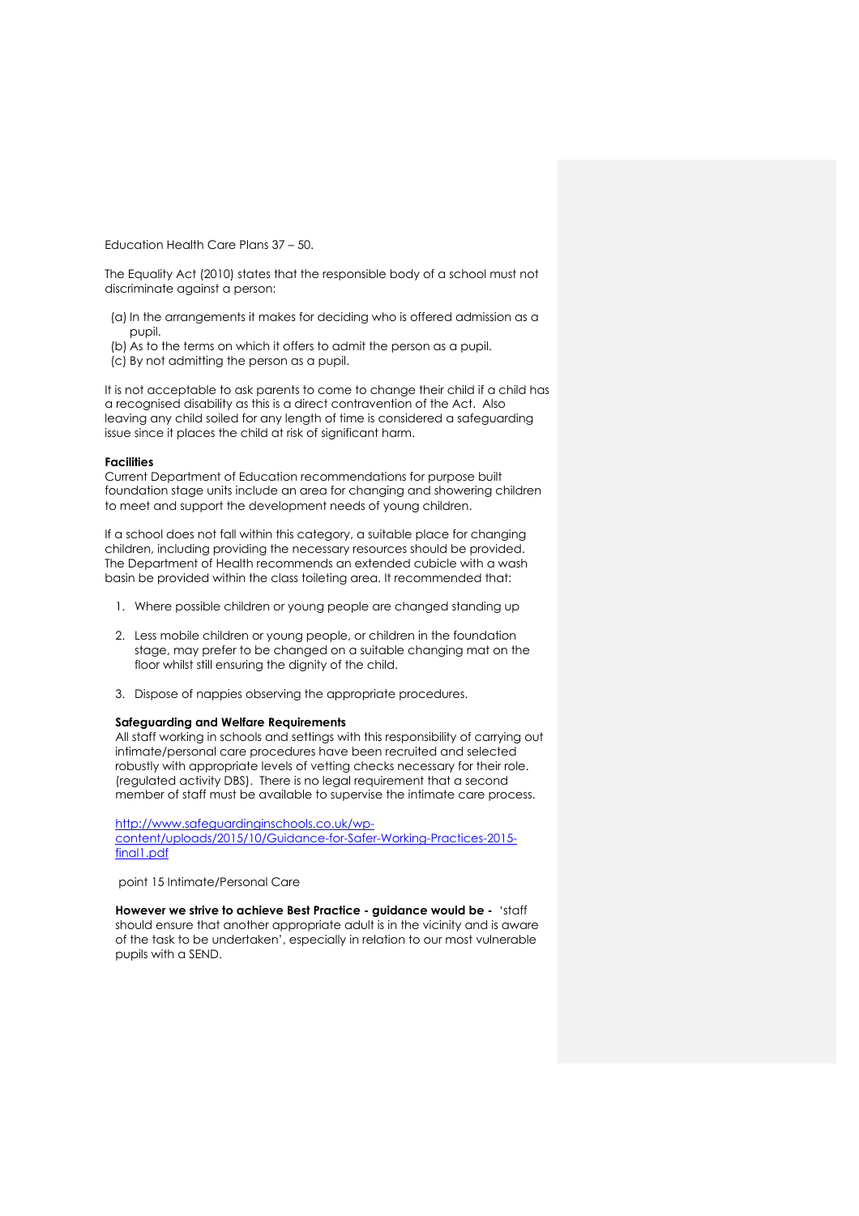Education Health Care Plans 37 – 50.

The Equality Act (2010) states that the responsible body of a school must not discriminate against a person:

(a) In the arrangements it makes for deciding who is offered admission as a pupil.
(b) As to the terms on which it offers to admit the person as a pupil.
(c) By not admitting the person as a pupil.

It is not acceptable to ask parents to come to change their child if a child has a recognised disability as this is a direct contravention of the Act. Also leaving any child soiled for any length of time is considered a safeguarding issue since it places the child at risk of significant harm.

**Facilities**
Current Department of Education recommendations for purpose built foundation stage units include an area for changing and showering children to meet and support the development needs of young children.

If a school does not fall within this category, a suitable place for changing children, including providing the necessary resources should be provided. The Department of Health recommends an extended cubicle with a wash basin be provided within the class toileting area. It recommended that:

1. Where possible children or young people are changed standing up

2. Less mobile children or young people, or children in the foundation stage, may prefer to be changed on a suitable changing mat on the floor whilst still ensuring the dignity of the child.

3. Dispose of nappies observing the appropriate procedures.

**Safeguarding and Welfare Requirements**
All staff working in schools and settings with this responsibility of carrying out intimate/personal care procedures have been recruited and selected robustly with appropriate levels of vetting checks necessary for their role. (regulated activity DBS). There is no legal requirement that a second member of staff must be available to supervise the intimate care process.

[http://www.safeguardinginschools.co.uk/wp-content/uploads/2015/10/Guidance-for-Safer-Working-Practices-2015-final1.pdf](http://www.safeguardinginschools.co.uk/wp-content/uploads/2015/10/Guidance-for-Safer-Working-Practices-2015-final1.pdf)

point 15 Intimate/Personal Care

**However we strive to achieve Best Practice - guidance would be -** 'staff should ensure that another appropriate adult is in the vicinity and is aware of the task to be undertaken', especially in relation to our most vulnerable pupils with a SEND.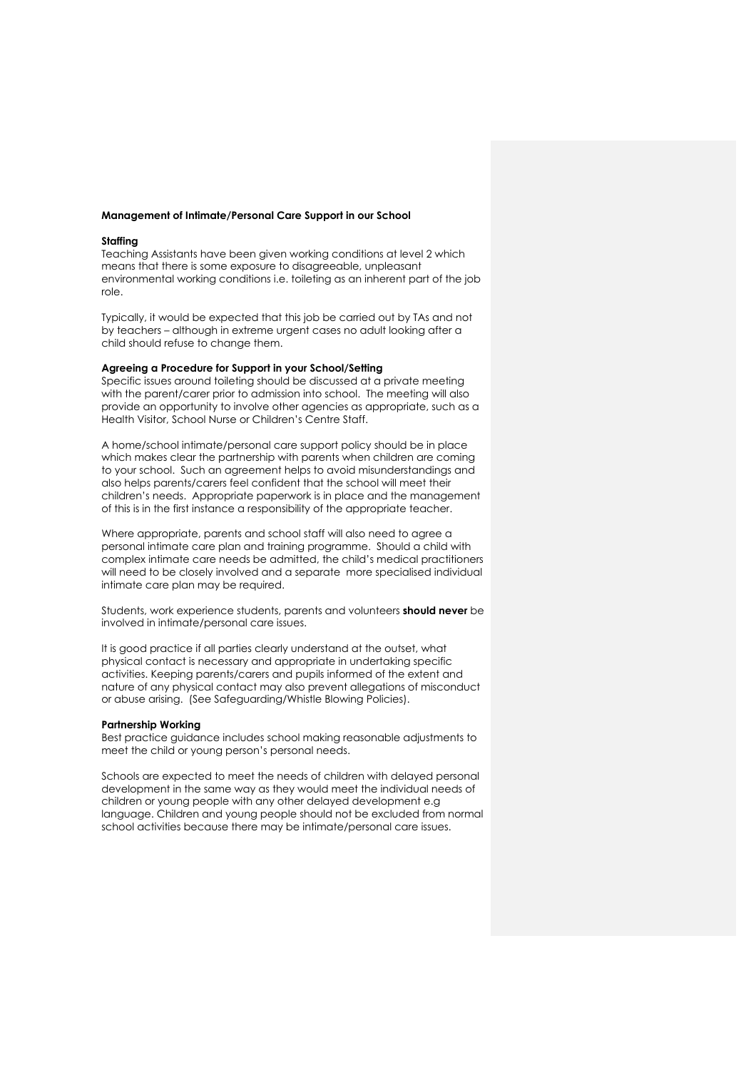### Management of Intimate/Personal Care Support in our School

**Staffing**

Teaching Assistants have been given working conditions at level 2 which means that there is some exposure to disagreeable, unpleasant environmental working conditions i.e. toileting as an inherent part of the job role.

Typically, it would be expected that this job be carried out by TAs and not by teachers – although in extreme urgent cases no adult looking after a child should refuse to change them.

**Agreeing a Procedure for Support in your School/Setting**

Specific issues around toileting should be discussed at a private meeting with the parent/carer prior to admission into school. The meeting will also provide an opportunity to involve other agencies as appropriate, such as a Health Visitor, School Nurse or Children's Centre Staff.

A home/school intimate/personal care support policy should be in place which makes clear the partnership with parents when children are coming to your school. Such an agreement helps to avoid misunderstandings and also helps parents/carers feel confident that the school will meet their children's needs. Appropriate paperwork is in place and the management of this is in the first instance a responsibility of the appropriate teacher.

Where appropriate, parents and school staff will also need to agree a personal intimate care plan and training programme. Should a child with complex intimate care needs be admitted, the child's medical practitioners will need to be closely involved and a separate more specialised individual intimate care plan may be required.

Students, work experience students, parents and volunteers **should never** be involved in intimate/personal care issues.

It is good practice if all parties clearly understand at the outset, what physical contact is necessary and appropriate in undertaking specific activities. Keeping parents/carers and pupils informed of the extent and nature of any physical contact may also prevent allegations of misconduct or abuse arising. (See Safeguarding/Whistle Blowing Policies).

**Partnership Working**

Best practice guidance includes school making reasonable adjustments to meet the child or young person's personal needs.

Schools are expected to meet the needs of children with delayed personal development in the same way as they would meet the individual needs of children or young people with any other delayed development e.g language. Children and young people should not be excluded from normal school activities because there may be intimate/personal care issues.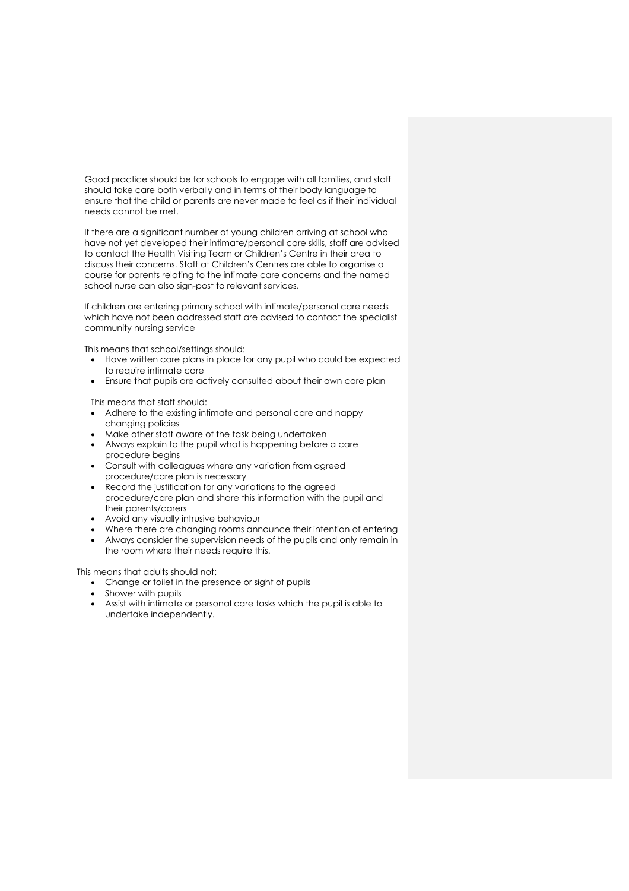Good practice should be for schools to engage with all families, and staff should take care both verbally and in terms of their body language to ensure that the child or parents are never made to feel as if their individual needs cannot be met.

If there are a significant number of young children arriving at school who have not yet developed their intimate/personal care skills, staff are advised to contact the Health Visiting Team or Children's Centre in their area to discuss their concerns. Staff at Children's Centres are able to organise a course for parents relating to the intimate care concerns and the named school nurse can also sign-post to relevant services.

If children are entering primary school with intimate/personal care needs which have not been addressed staff are advised to contact the specialist community nursing service

This means that school/settings should:

- Have written care plans in place for any pupil who could be expected to require intimate care
- Ensure that pupils are actively consulted about their own care plan

This means that staff should:

- Adhere to the existing intimate and personal care and nappy changing policies
- Make other staff aware of the task being undertaken
- Always explain to the pupil what is happening before a care procedure begins
- Consult with colleagues where any variation from agreed procedure/care plan is necessary
- Record the justification for any variations to the agreed procedure/care plan and share this information with the pupil and their parents/carers
- Avoid any visually intrusive behaviour
- Where there are changing rooms announce their intention of entering
- Always consider the supervision needs of the pupils and only remain in the room where their needs require this.

This means that adults should not:

- Change or toilet in the presence or sight of pupils
- Shower with pupils
- Assist with intimate or personal care tasks which the pupil is able to undertake independently.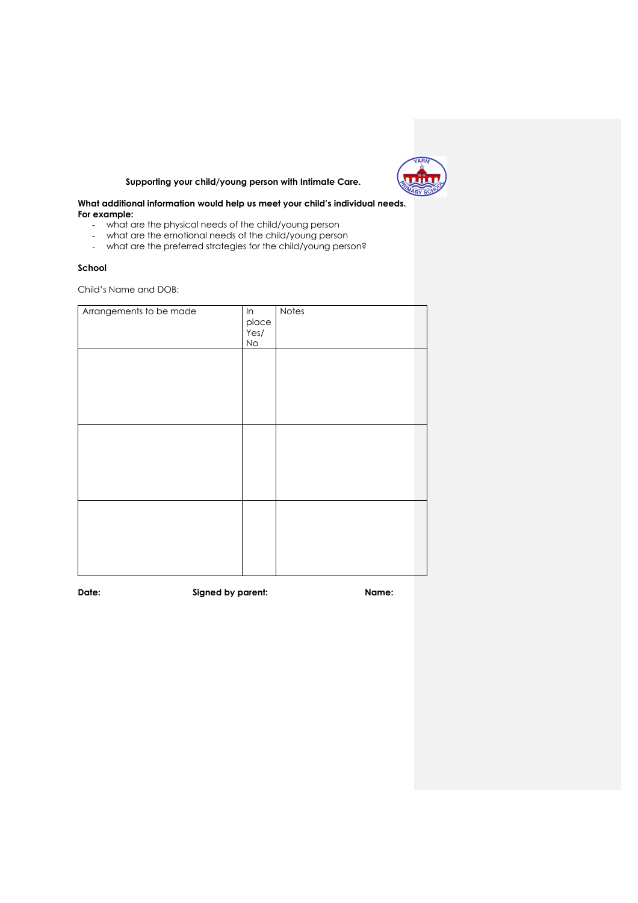**Supporting your child/young person with Intimate Care.**

**What additional information would help us meet your child's individual needs. For example:**

- what are the physical needs of the child/young person
- what are the emotional needs of the child/young person
- what are the preferred strategies for the child/young person?

**School**

Child's Name and DOB:

| Arrangements to be made | In place Yes/ No | Notes |
|---|---|---|
| | | |
| | | |
| | | |

**Date:** **Signed by parent:** **Name:**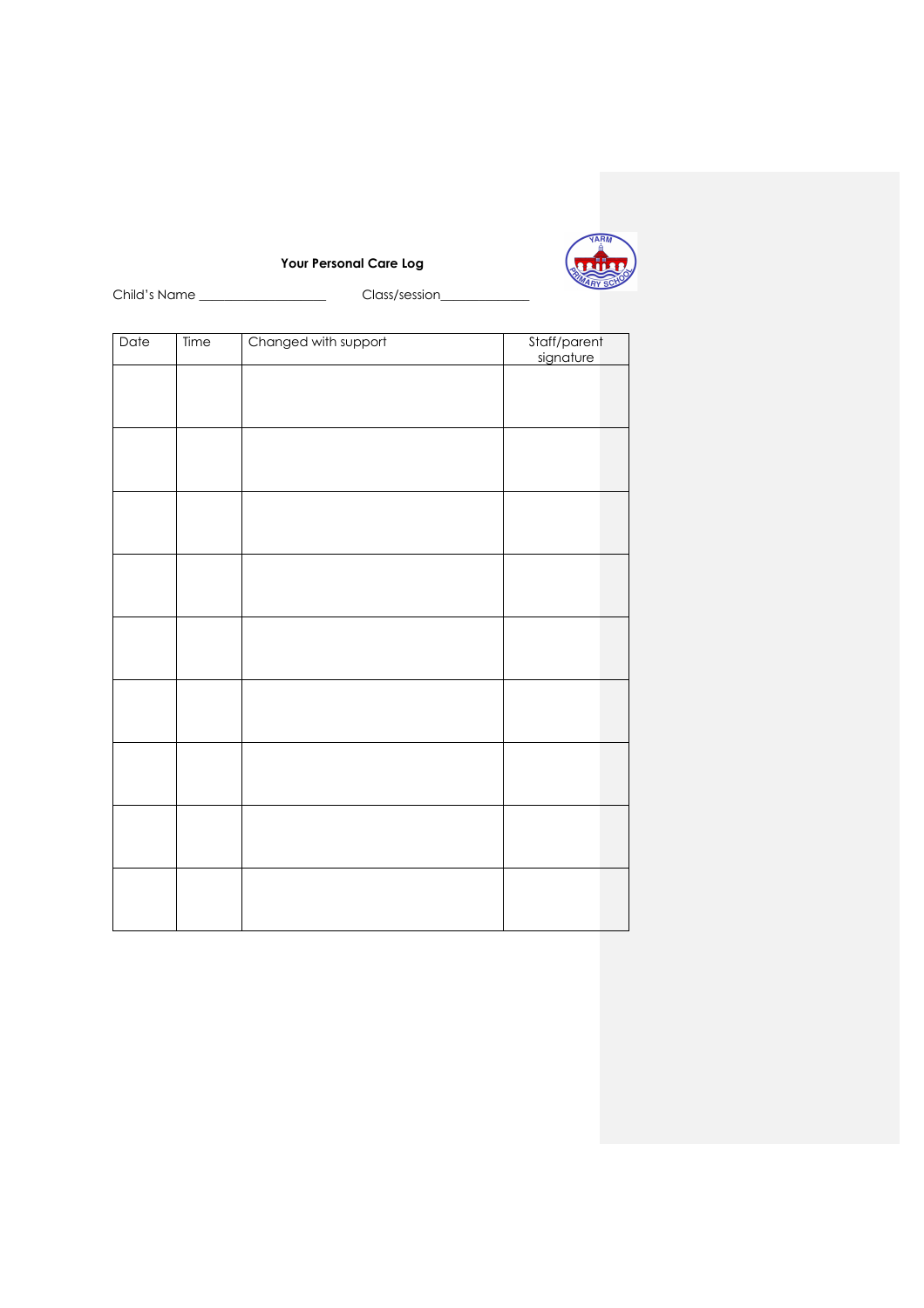**Your Personal Care Log**

Child's Name ___________________ Class/session_____________

| Date | Time | Changed with support | Staff/parent signature |
|---|---|---|---|
| | | | |
| | | | |
| | | | |
| | | | |
| | | | |
| | | | |
| | | | |
| | | | |
| | | | |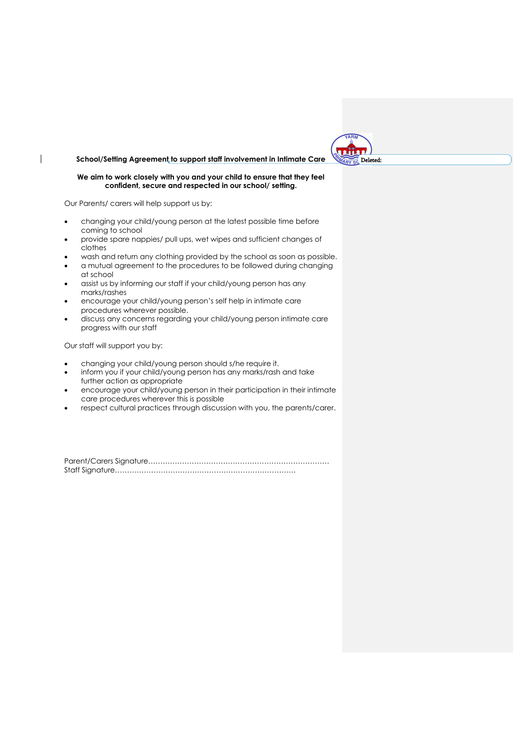**School/Setting Agreement to support staff involvement in Intimate Care**

**We aim to work closely with you and your child to ensure that they feel confident, secure and respected in our school/ setting.**

Our Parents/ carers will help support us by:

- changing your child/young person at the latest possible time before coming to school
- provide spare nappies/ pull ups, wet wipes and sufficient changes of clothes
- wash and return any clothing provided by the school as soon as possible.
- a mutual agreement to the procedures to be followed during changing at school
- assist us by informing our staff if your child/young person has any marks/rashes
- encourage your child/young person's self help in intimate care procedures wherever possible.
- discuss any concerns regarding your child/young person intimate care progress with our staff

Our staff will support you by:

- changing your child/young person should s/he require it.
- inform you if your child/young person has any marks/rash and take further action as appropriate
- encourage your child/young person in their participation in their intimate care procedures wherever this is possible
- respect cultural practices through discussion with you, the parents/carer.

Parent/Carers Signature…………………………………………………………………

Staff Signature…………………………………………………………………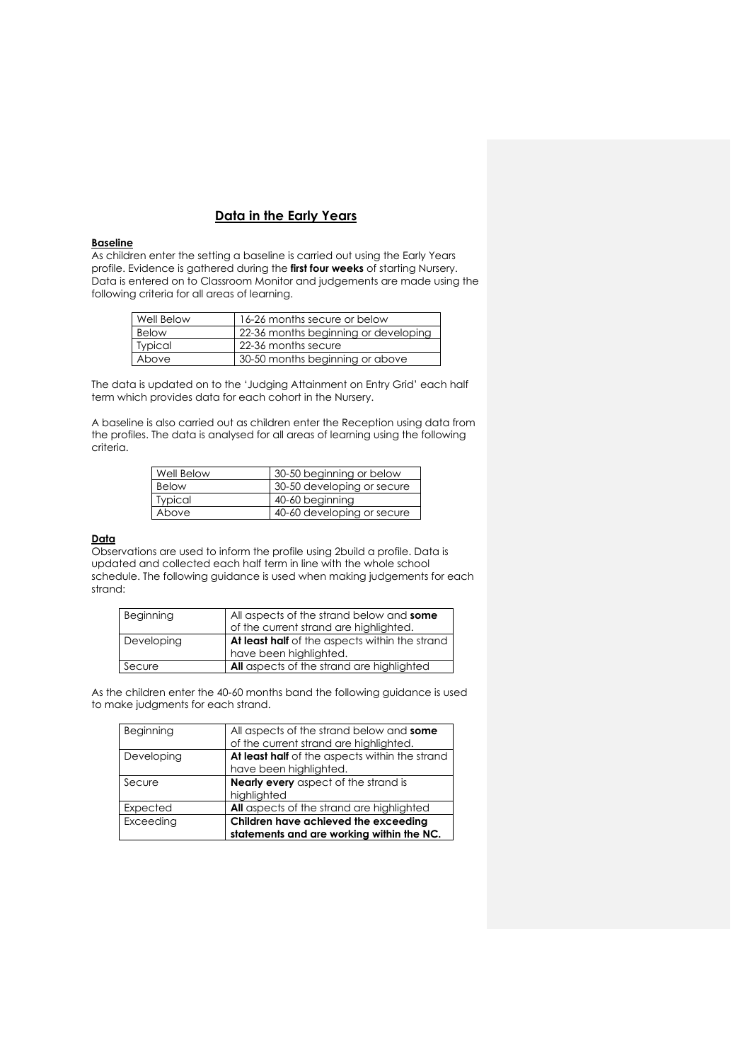## Data in the Early Years

**Baseline**

As children enter the setting a baseline is carried out using the Early Years profile. Evidence is gathered during the **first four weeks** of starting Nursery. Data is entered on to Classroom Monitor and judgements are made using the following criteria for all areas of learning.

| Well Below | 16-26 months secure or below |
|---|---|
| Below | 22-36 months beginning or developing |
| Typical | 22-36 months secure |
| Above | 30-50 months beginning or above |

The data is updated on to the 'Judging Attainment on Entry Grid' each half term which provides data for each cohort in the Nursery.

A baseline is also carried out as children enter the Reception using data from the profiles. The data is analysed for all areas of learning using the following criteria.

| Well Below | 30-50 beginning or below |
|---|---|
| Below | 30-50 developing or secure |
| Typical | 40-60 beginning |
| Above | 40-60 developing or secure |

**Data**

Observations are used to inform the profile using 2build a profile. Data is updated and collected each half term in line with the whole school schedule. The following guidance is used when making judgements for each strand:

| Beginning | All aspects of the strand below and **some** of the current strand are highlighted. |
|---|---|
| Developing | **At least half** of the aspects within the strand have been highlighted. |
| Secure | **All** aspects of the strand are highlighted |

As the children enter the 40-60 months band the following guidance is used to make judgments for each strand.

| Beginning | All aspects of the strand below and **some** of the current strand are highlighted. |
|---|---|
| Developing | **At least half** of the aspects within the strand have been highlighted. |
| Secure | **Nearly every** aspect of the strand is highlighted |
| Expected | **All** aspects of the strand are highlighted |
| Exceeding | **Children have achieved the exceeding statements and are working within the NC.** |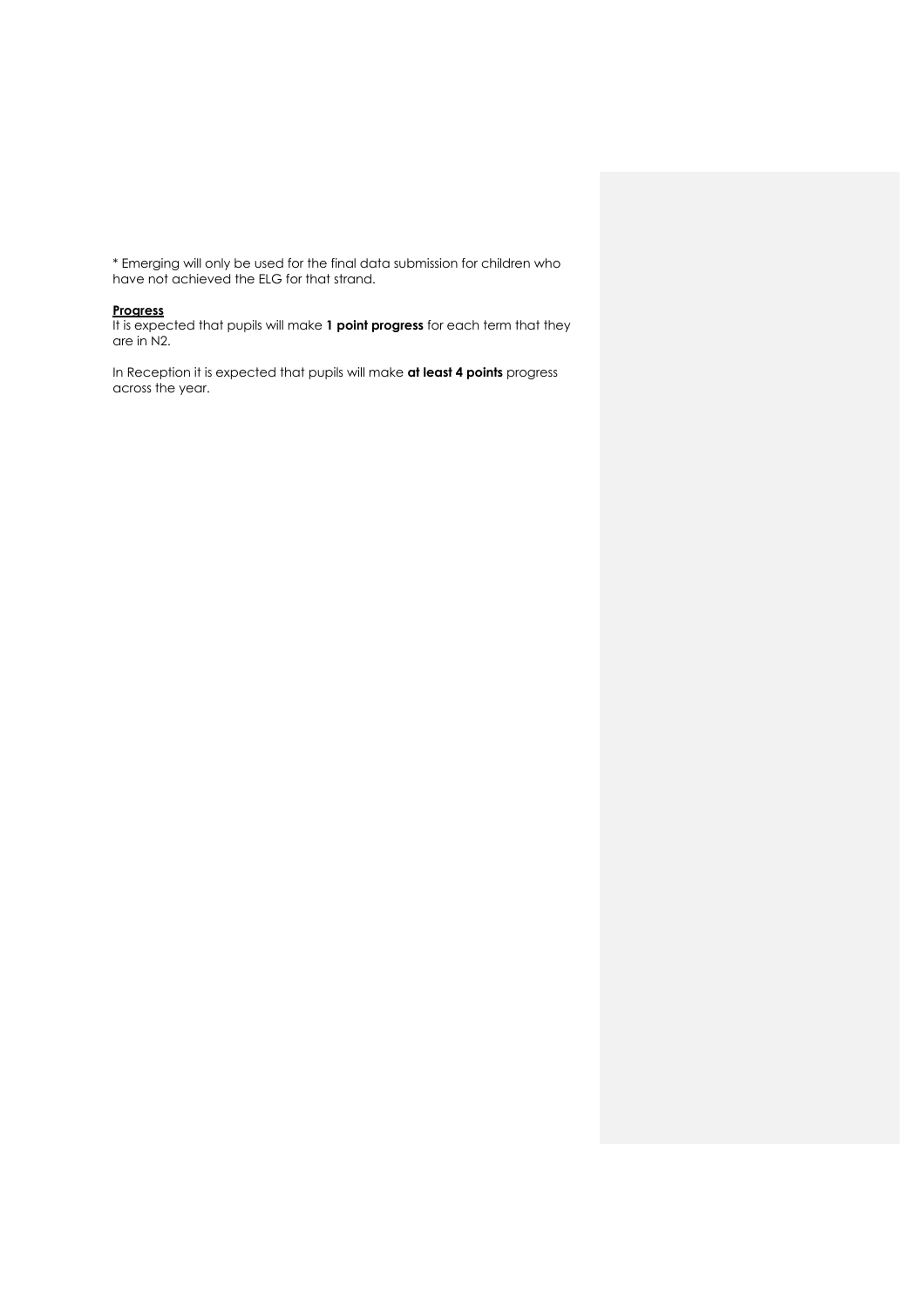* Emerging will only be used for the final data submission for children who have not achieved the ELG for that strand.

**Progress**

It is expected that pupils will make **1 point progress** for each term that they are in N2.

In Reception it is expected that pupils will make **at least 4 points** progress across the year.